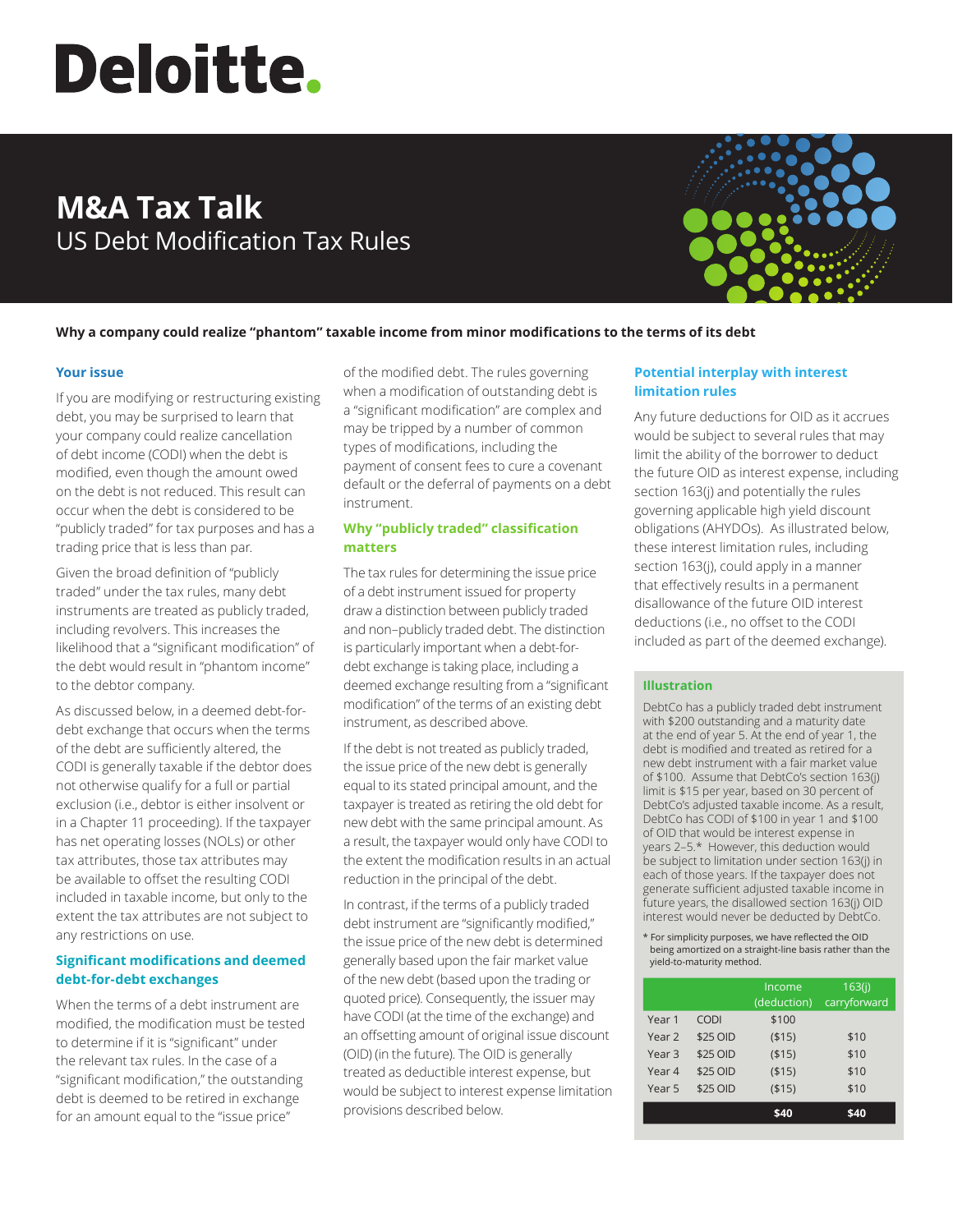# Deloitte.

# M&A Tax Talk

## US Debt Modification Tax Rules

**Why a company could realize "phantom" taxable income from minor modifications to the terms of its debt**

### Your issue

If you are modifying or restructuring existing debt, you may be surprised to learn that your company could realize cancellation of debt income (CODI) when the debt is modified, even though the amount owed on the debt is not reduced. This result can occur when the debt is considered to be "publicly traded" for tax purposes and has a trading price that is less than par.

Given the broad definition of "publicly traded" under the tax rules, many debt instruments are treated as publicly traded, including revolvers. This increases the likelihood that a "significant modification" of the debt would result in "phantom income" to the debtor company.

As discussed below, in a deemed debt-for-debt exchange that occurs when the terms of the debt are sufficiently altered, the CODI is generally taxable if the debtor does not otherwise qualify for a full or partial exclusion (i.e., debtor is either insolvent or in a Chapter 11 proceeding). If the taxpayer has net operating losses (NOLs) or other tax attributes, those tax attributes may be available to offset the resulting CODI included in taxable income, but only to the extent the tax attributes are not subject to any restrictions on use.

### Significant modifications and deemed debt-for-debt exchanges

When the terms of a debt instrument are modified, the modification must be tested to determine if it is "significant" under the relevant tax rules. In the case of a "significant modification," the outstanding debt is deemed to be retired in exchange for an amount equal to the "issue price" of the modified debt. The rules governing when a modification of outstanding debt is a "significant modification" are complex and may be tripped by a number of common types of modifications, including the payment of consent fees to cure a covenant default or the deferral of payments on a debt instrument.

### Why "publicly traded" classification matters

The tax rules for determining the issue price of a debt instrument issued for property draw a distinction between publicly traded and non–publicly traded debt. The distinction is particularly important when a debt-for-debt exchange is taking place, including a deemed exchange resulting from a "significant modification" of the terms of an existing debt instrument, as described above.

If the debt is not treated as publicly traded, the issue price of the new debt is generally equal to its stated principal amount, and the taxpayer is treated as retiring the old debt for new debt with the same principal amount. As a result, the taxpayer would only have CODI to the extent the modification results in an actual reduction in the principal of the debt.

In contrast, if the terms of a publicly traded debt instrument are "significantly modified," the issue price of the new debt is determined generally based upon the fair market value of the new debt (based upon the trading or quoted price). Consequently, the issuer may have CODI (at the time of the exchange) and an offsetting amount of original issue discount (OID) (in the future). The OID is generally treated as deductible interest expense, but would be subject to interest expense limitation provisions described below.

### Potential interplay with interest limitation rules

Any future deductions for OID as it accrues would be subject to several rules that may limit the ability of the borrower to deduct the future OID as interest expense, including section 163(j) and potentially the rules governing applicable high yield discount obligations (AHYDOs). As illustrated below, these interest limitation rules, including section 163(j), could apply in a manner that effectively results in a permanent disallowance of the future OID interest deductions (i.e., no offset to the CODI included as part of the deemed exchange).

#### Illustration

DebtCo has a publicly traded debt instrument with $200 outstanding and a maturity date at the end of year 5. At the end of year 1, the debt is modified and treated as retired for a new debt instrument with a fair market value of $100. Assume that DebtCo's section 163(j) limit is $15 per year, based on 30 percent of DebtCo's adjusted taxable income. As a result, DebtCo has CODI of $100 in year 1 and $100 of OID that would be deductible as interest expense in years 2–5.* However, this deduction would be subject to limitation under section 163(j) in each of those years. If the taxpayer does not generate sufficient adjusted taxable income in future years, the disallowed section 163(j) OID interest would never be deducted by DebtCo.

\* For simplicity purposes, we have reflected the OID being amortized on a straight-line basis rather than the yield-to-maturity method.

| | | Income (deduction) | 163(j) carryforward |
|---|---|---|---|
| Year 1 | CODI | $100 | |
| Year 2 | $25 OID | ($15) | $10 |
| Year 3 | $25 OID | ($15) | $10 |
| Year 4 | $25 OID | ($15) | $10 |
| Year 5 | $25 OID | ($15) | $10 |
| | | **$40** | **$40** |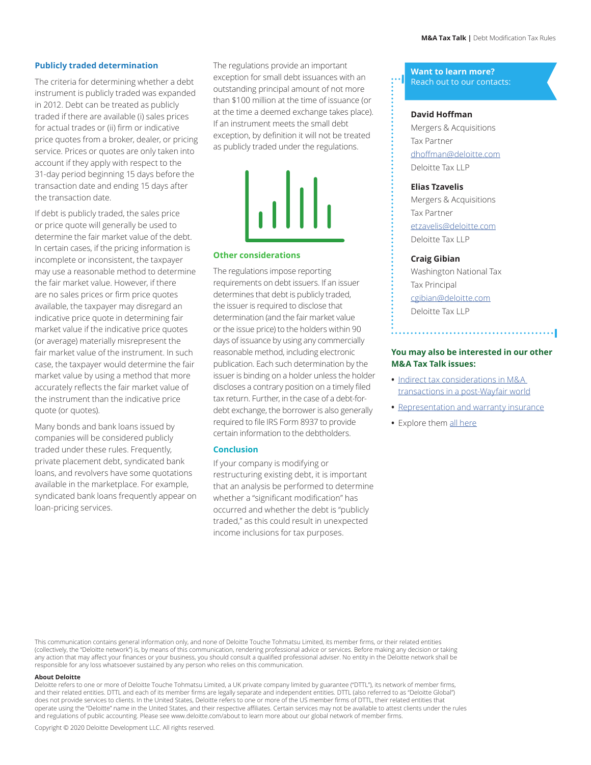## Publicly traded determination

The criteria for determining whether a debt instrument is publicly traded was expanded in 2012. Debt can be treated as publicly traded if there are available (i) sales prices for actual trades or (ii) firm or indicative price quotes from a broker, dealer, or pricing service. Prices or quotes are only taken into account if they apply with respect to the 31-day period beginning 15 days before the transaction date and ending 15 days after the transaction date.

If debt is publicly traded, the sales price or price quote will generally be used to determine the fair market value of the debt. In certain cases, if the pricing information is incomplete or inconsistent, the taxpayer may use a reasonable method to determine the fair market value. However, if there are no sales prices or firm price quotes available, the taxpayer may disregard an indicative price quote in determining fair market value if the indicative price quotes (or average) materially misrepresent the fair market value of the instrument. In such case, the taxpayer would determine the fair market value by using a method that more accurately reflects the fair market value of the instrument than the indicative price quote (or quotes).

Many bonds and bank loans issued by companies will be considered publicly traded under these rules. Frequently, private placement debt, syndicated bank loans, and revolvers have some quotations available in the marketplace. For example, syndicated bank loans frequently appear on loan-pricing services.

The regulations provide an important exception for small debt issuances with an outstanding principal amount of not more than $100 million at the time of issuance (or at the time a deemed exchange takes place). If an instrument meets the small debt exception, by definition it will not be treated as publicly traded under the regulations.

## Other considerations

The regulations impose reporting requirements on debt issuers. If an issuer determines that debt is publicly traded, the issuer is required to disclose that determination (and the fair market value or the issue price) to the holders within 90 days of issuance by using any commercially reasonable method, including electronic publication. Each such determination by the issuer is binding on a holder unless the holder discloses a contrary position on a timely filed tax return. Further, in the case of a debt-for-debt exchange, the borrower is also generally required to file IRS Form 8937 to provide certain information to the debtholders.

## Conclusion

If your company is modifying or restructuring existing debt, it is important that an analysis be performed to determine whether a "significant modification" has occurred and whether the debt is "publicly traded," as this could result in unexpected income inclusions for tax purposes.

**Want to learn more?**
Reach out to our contacts:

**David Hoffman**
Mergers & Acquisitions
Tax Partner
dhoffman@deloitte.com
Deloitte Tax LLP

**Elias Tzavelis**
Mergers & Acquisitions
Tax Partner
etzavelis@deloitte.com
Deloitte Tax LLP

**Craig Gibian**
Washington National Tax
Tax Principal
cgibian@deloitte.com
Deloitte Tax LLP

**You may also be interested in our other M&A Tax Talk issues:**

- Indirect tax considerations in M&A transactions in a post-Wayfair world
- Representation and warranty insurance
- Explore them all here

This communication contains general information only, and none of Deloitte Touche Tohmatsu Limited, its member firms, or their related entities (collectively, the "Deloitte network") is, by means of this communication, rendering professional advice or services. Before making any decision or taking any action that may affect your finances or your business, you should consult a qualified professional adviser. No entity in the Deloitte network shall be responsible for any loss whatsoever sustained by any person who relies on this communication.

**About Deloitte**
Deloitte refers to one or more of Deloitte Touche Tohmatsu Limited, a UK private company limited by guarantee ("DTTL"), its network of member firms, and their related entities. DTTL and each of its member firms are legally separate and independent entities. DTTL (also referred to as "Deloitte Global") does not provide services to clients. In the United States, Deloitte refers to one or more of the US member firms of DTTL, their related entities that operate using the "Deloitte" name in the United States, and their respective affiliates. Certain services may not be available to attest clients under the rules and regulations of public accounting. Please see www.deloitte.com/about to learn more about our global network of member firms.

Copyright © 2020 Deloitte Development LLC. All rights reserved.